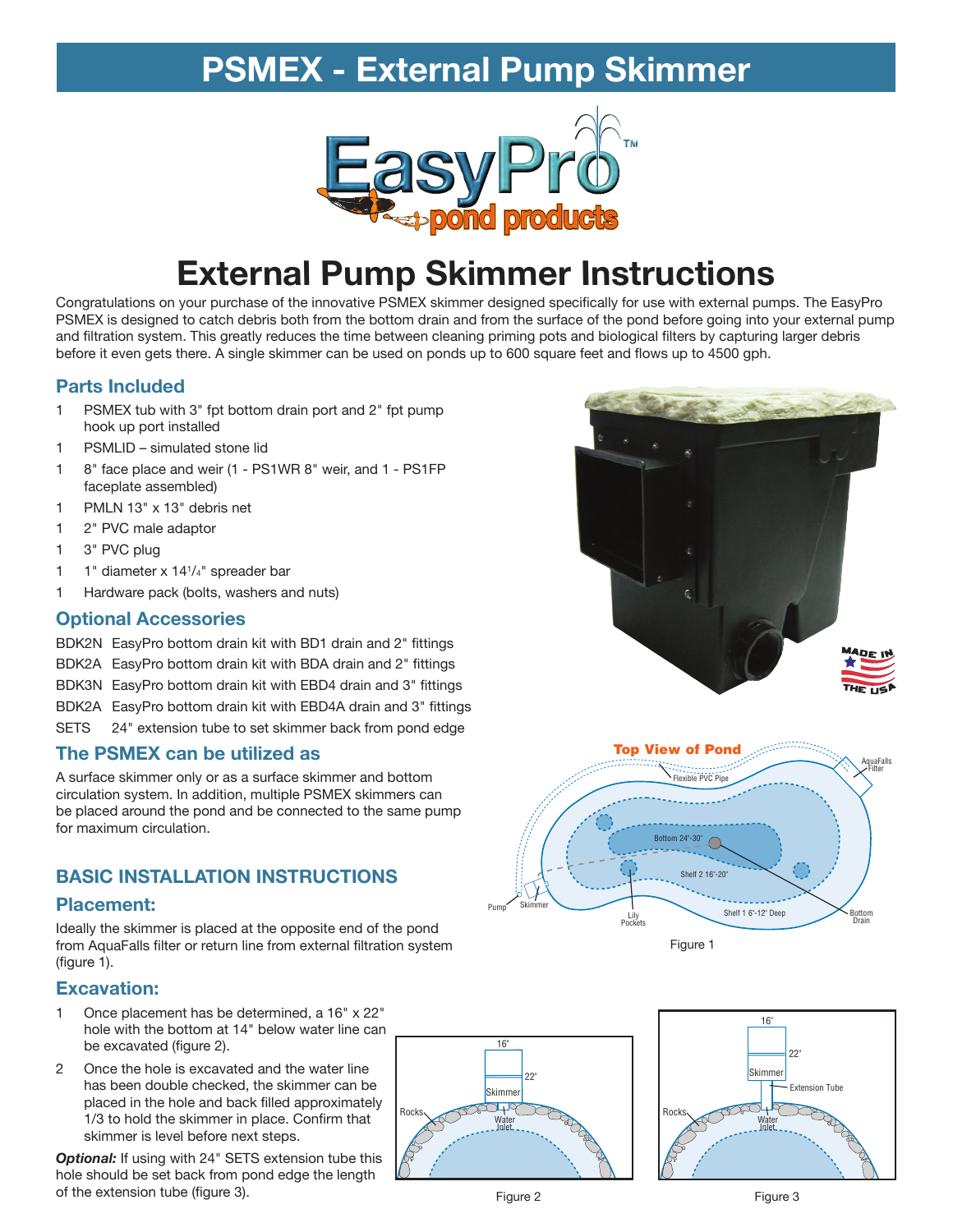# PSMEX - External Pump Skimmer

# External Pump Skimmer Instructions

Congratulations on your purchase of the innovative PSMEX skimmer designed specifically for use with external pumps. The EasyPro PSMEX is designed to catch debris both from the bottom drain and from the surface of the pond before going into your external pump and filtration system. This greatly reduces the time between cleaning priming pots and biological filters by capturing larger debris before it even gets there. A single skimmer can be used on ponds up to 600 square feet and flows up to 4500 gph.

## Parts Included

- 1 PSMEX tub with 3" fpt bottom drain port and 2" fpt pump hook up port installed
- 1 PSMLID – simulated stone lid
- 1 8" face place and weir (1 - PS1WR 8" weir, and 1 - PS1FP faceplate assembled)
- 1 PMLN 13" x 13" debris net
- 1 2" PVC male adaptor
- 1 3" PVC plug
- 1 1" diameter x 14 1/4" spreader bar
- 1 Hardware pack (bolts, washers and nuts)

## Optional Accessories

BDK2N EasyPro bottom drain kit with BD1 drain and 2" fittings
BDK2A EasyPro bottom drain kit with BDA drain and 2" fittings
BDK3N EasyPro bottom drain kit with EBD4 drain and 3" fittings
BDK2A EasyPro bottom drain kit with EBD4A drain and 3" fittings
SETS 24" extension tube to set skimmer back from pond edge

## The PSMEX can be utilized as

A surface skimmer only or as a surface skimmer and bottom circulation system. In addition, multiple PSMEX skimmers can be placed around the pond and be connected to the same pump for maximum circulation.

Figure 1

## BASIC INSTALLATION INSTRUCTIONS

### Placement:

Ideally the skimmer is placed at the opposite end of the pond from AquaFalls filter or return line from external filtration system (figure 1).

### Excavation:

1. Once placement has be determined, a 16" x 22" hole with the bottom at 14" below water line can be excavated (figure 2).
2. Once the hole is excavated and the water line has been double checked, the skimmer can be placed in the hole and back filled approximately 1/3 to hold the skimmer in place. Confirm that skimmer is level before next steps.

***Optional:*** If using with 24" SETS extension tube this hole should be set back from pond edge the length of the extension tube (figure 3).

Figure 2

Figure 3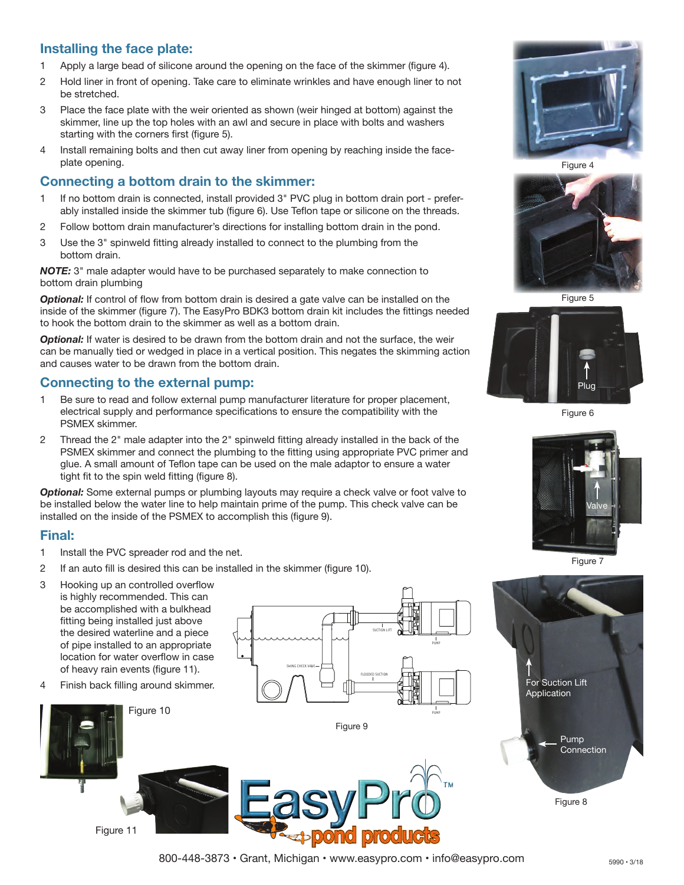## Installing the face plate:

1. Apply a large bead of silicone around the opening on the face of the skimmer (figure 4).
2. Hold liner in front of opening. Take care to eliminate wrinkles and have enough liner to not be stretched.
3. Place the face plate with the weir oriented as shown (weir hinged at bottom) against the skimmer, line up the top holes with an awl and secure in place with bolts and washers starting with the corners first (figure 5).
4. Install remaining bolts and then cut away liner from opening by reaching inside the face-plate opening.

## Connecting a bottom drain to the skimmer:

1. If no bottom drain is connected, install provided 3" PVC plug in bottom drain port - preferably installed inside the skimmer tub (figure 6). Use Teflon tape or silicone on the threads.
2. Follow bottom drain manufacturer's directions for installing bottom drain in the pond.
3. Use the 3" spinweld fitting already installed to connect to the plumbing from the bottom drain.

***NOTE:*** 3" male adapter would have to be purchased separately to make connection to bottom drain plumbing

***Optional:*** If control of flow from bottom drain is desired a gate valve can be installed on the inside of the skimmer (figure 7). The EasyPro BDK3 bottom drain kit includes the fittings needed to hook the bottom drain to the skimmer as well as a bottom drain.

***Optional:*** If water is desired to be drawn from the bottom drain and not the surface, the weir can be manually tied or wedged in place in a vertical position. This negates the skimming action and causes water to be drawn from the bottom drain.

## Connecting to the external pump:

1. Be sure to read and follow external pump manufacturer literature for proper placement, electrical supply and performance specifications to ensure the compatibility with the PSMEX skimmer.
2. Thread the 2" male adapter into the 2" spinweld fitting already installed in the back of the PSMEX skimmer and connect the plumbing to the fitting using appropriate PVC primer and glue. A small amount of Teflon tape can be used on the male adaptor to ensure a water tight fit to the spin weld fitting (figure 8).

***Optional:*** Some external pumps or plumbing layouts may require a check valve or foot valve to be installed below the water line to help maintain prime of the pump. This check valve can be installed on the inside of the PSMEX to accomplish this (figure 9).

## Final:

1. Install the PVC spreader rod and the net.
2. If an auto fill is desired this can be installed in the skimmer (figure 10).
3. Hooking up an controlled overflow is highly recommended. This can be accomplished with a bulkhead fitting being installed just above the desired waterline and a piece of pipe installed to an appropriate location for water overflow in case of heavy rain events (figure 11).
4. Finish back filling around skimmer.

Figure 4

Figure 5

Plug

Figure 6

Valve

Figure 7

For Suction Lift Application

Pump Connection

Figure 8

SUCTION LIFT

PUMP

SWING CHECK VALVE

FLOODED SUCTION

PUMP

Figure 9

Figure 10

Figure 11

800-448-3873 • Grant, Michigan • www.easypro.com • info@easypro.com

5990 • 3/18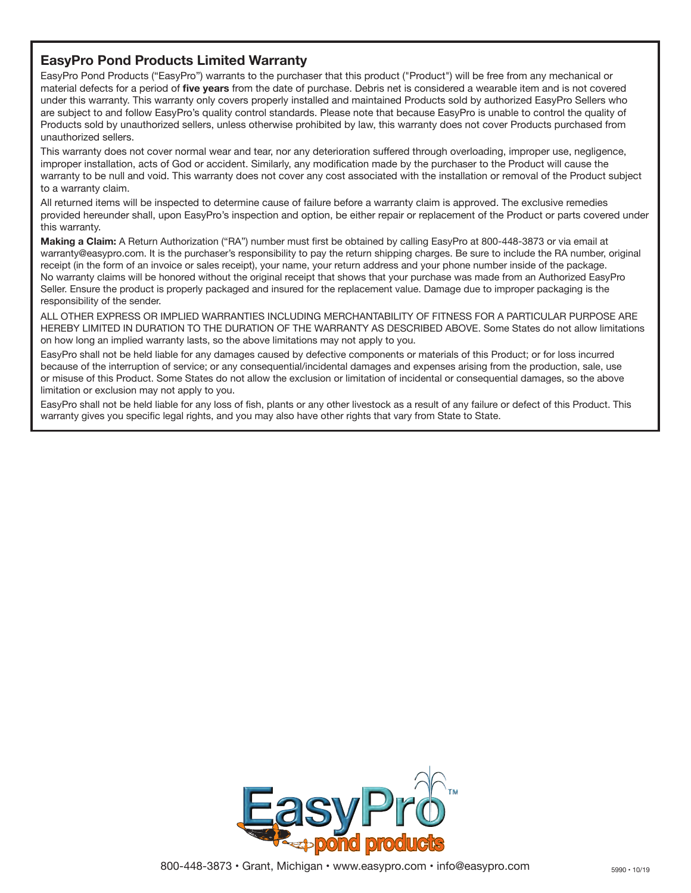## EasyPro Pond Products Limited Warranty

EasyPro Pond Products ("EasyPro") warrants to the purchaser that this product ("Product") will be free from any mechanical or material defects for a period of **five years** from the date of purchase. Debris net is considered a wearable item and is not covered under this warranty. This warranty only covers properly installed and maintained Products sold by authorized EasyPro Sellers who are subject to and follow EasyPro's quality control standards. Please note that because EasyPro is unable to control the quality of Products sold by unauthorized sellers, unless otherwise prohibited by law, this warranty does not cover Products purchased from unauthorized sellers.

This warranty does not cover normal wear and tear, nor any deterioration suffered through overloading, improper use, negligence, improper installation, acts of God or accident. Similarly, any modification made by the purchaser to the Product will cause the warranty to be null and void. This warranty does not cover any cost associated with the installation or removal of the Product subject to a warranty claim.

All returned items will be inspected to determine cause of failure before a warranty claim is approved. The exclusive remedies provided hereunder shall, upon EasyPro's inspection and option, be either repair or replacement of the Product or parts covered under this warranty.

**Making a Claim:** A Return Authorization ("RA") number must first be obtained by calling EasyPro at 800-448-3873 or via email at warranty@easypro.com. It is the purchaser's responsibility to pay the return shipping charges. Be sure to include the RA number, original receipt (in the form of an invoice or sales receipt), your name, your return address and your phone number inside of the package. No warranty claims will be honored without the original receipt that shows that your purchase was made from an Authorized EasyPro Seller. Ensure the product is properly packaged and insured for the replacement value. Damage due to improper packaging is the responsibility of the sender.

ALL OTHER EXPRESS OR IMPLIED WARRANTIES INCLUDING MERCHANTABILITY OF FITNESS FOR A PARTICULAR PURPOSE ARE HEREBY LIMITED IN DURATION TO THE DURATION OF THE WARRANTY AS DESCRIBED ABOVE. Some States do not allow limitations on how long an implied warranty lasts, so the above limitations may not apply to you.

EasyPro shall not be held liable for any damages caused by defective components or materials of this Product; or for loss incurred because of the interruption of service; or any consequential/incidental damages and expenses arising from the production, sale, use or misuse of this Product. Some States do not allow the exclusion or limitation of incidental or consequential damages, so the above limitation or exclusion may not apply to you.

EasyPro shall not be held liable for any loss of fish, plants or any other livestock as a result of any failure or defect of this Product. This warranty gives you specific legal rights, and you may also have other rights that vary from State to State.

EasyPro™ pond products

800-448-3873 • Grant, Michigan • www.easypro.com • info@easypro.com

5990 • 10/19